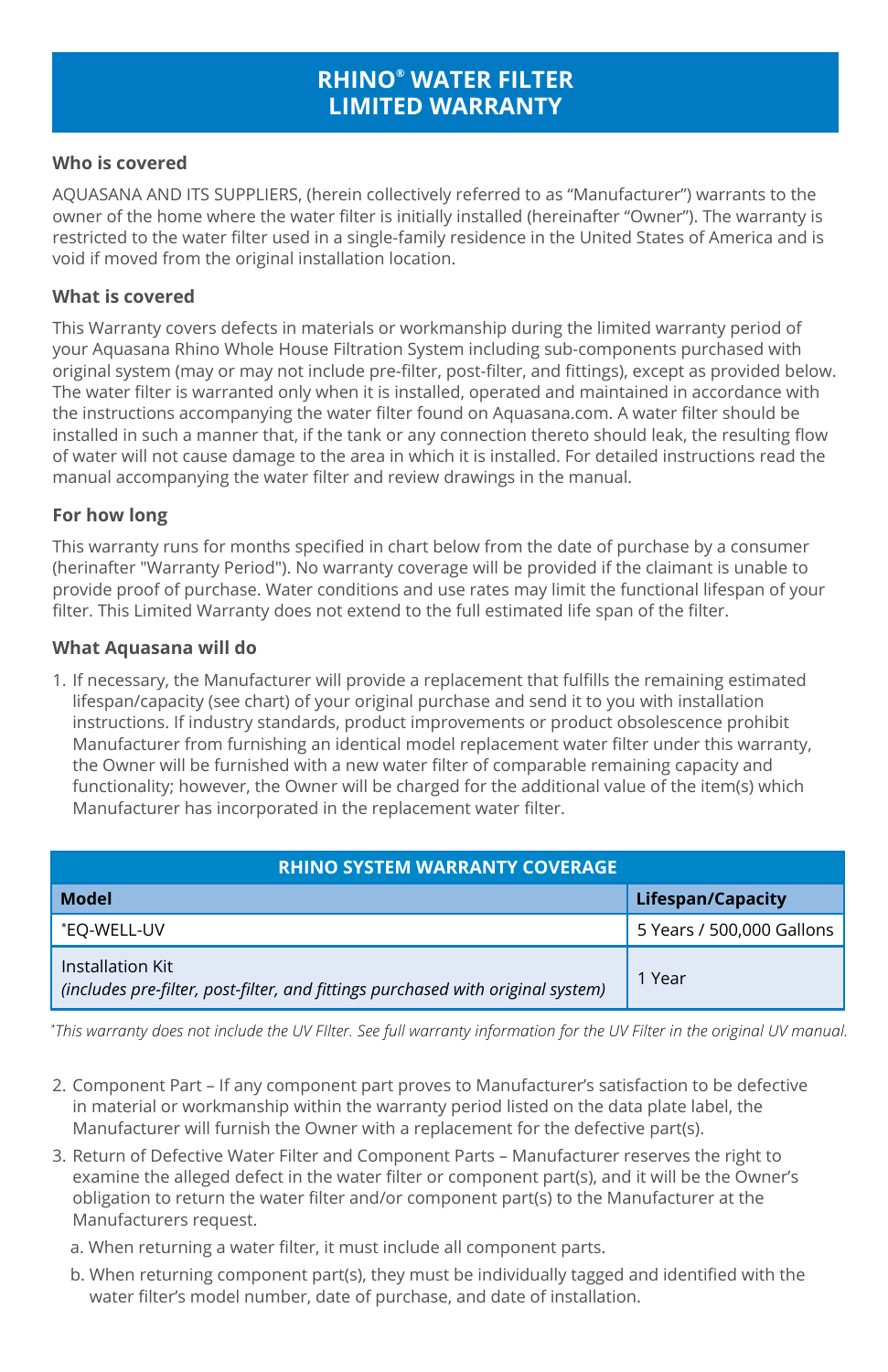# RHINO® WATER FILTER LIMITED WARRANTY

### Who is covered

AQUASANA AND ITS SUPPLIERS, (herein collectively referred to as "Manufacturer") warrants to the owner of the home where the water filter is initially installed (hereinafter "Owner"). The warranty is restricted to the water filter used in a single-family residence in the United States of America and is void if moved from the original installation location.

### What is covered

This Warranty covers defects in materials or workmanship during the limited warranty period of your Aquasana Rhino Whole House Filtration System including sub-components purchased with original system (may or may not include pre-filter, post-filter, and fittings), except as provided below. The water filter is warranted only when it is installed, operated and maintained in accordance with the instructions accompanying the water filter found on Aquasana.com. A water filter should be installed in such a manner that, if the tank or any connection thereto should leak, the resulting flow of water will not cause damage to the area in which it is installed. For detailed instructions read the manual accompanying the water filter and review drawings in the manual.

### For how long

This warranty runs for months specified in chart below from the date of purchase by a consumer (herinafter "Warranty Period"). No warranty coverage will be provided if the claimant is unable to provide proof of purchase. Water conditions and use rates may limit the functional lifespan of your filter. This Limited Warranty does not extend to the full estimated life span of the filter.

### What Aquasana will do

1. If necessary, the Manufacturer will provide a replacement that fulfills the remaining estimated lifespan/capacity (see chart) of your original purchase and send it to you with installation instructions. If industry standards, product improvements or product obsolescence prohibit Manufacturer from furnishing an identical model replacement water filter under this warranty, the Owner will be furnished with a new water filter of comparable remaining capacity and functionality; however, the Owner will be charged for the additional value of the item(s) which Manufacturer has incorporated in the replacement water filter.

| RHINO SYSTEM WARRANTY COVERAGE | |
|---|---|
| **Model** | **Lifespan/Capacity** |
| *EQ-WELL-UV | 5 Years / 500,000 Gallons |
| Installation Kit *(includes pre-filter, post-filter, and fittings purchased with original system)* | 1 Year |

**This warranty does not include the UV FIlter. See full warranty information for the UV Filter in the original UV manual.*

2. Component Part – If any component part proves to Manufacturer's satisfaction to be defective in material or workmanship within the warranty period listed on the data plate label, the Manufacturer will furnish the Owner with a replacement for the defective part(s).
3. Return of Defective Water Filter and Component Parts – Manufacturer reserves the right to examine the alleged defect in the water filter or component part(s), and it will be the Owner's obligation to return the water filter and/or component part(s) to the Manufacturer at the Manufacturers request.
   a. When returning a water filter, it must include all component parts.
   b. When returning component part(s), they must be individually tagged and identified with the water filter's model number, date of purchase, and date of installation.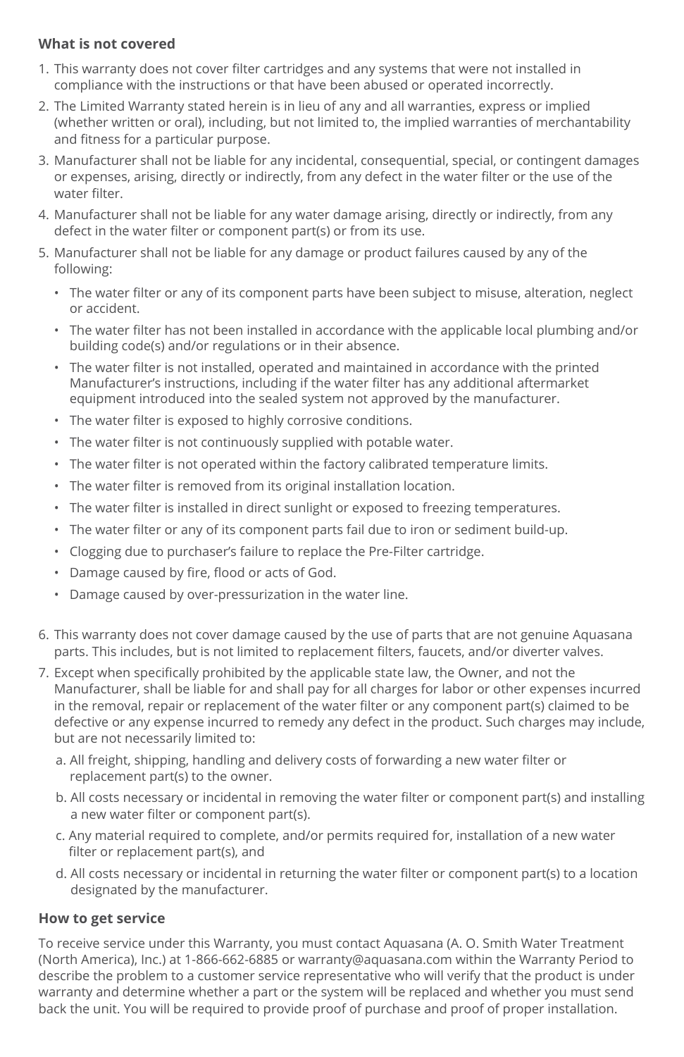**What is not covered**

1. This warranty does not cover filter cartridges and any systems that were not installed in compliance with the instructions or that have been abused or operated incorrectly.
2. The Limited Warranty stated herein is in lieu of any and all warranties, express or implied (whether written or oral), including, but not limited to, the implied warranties of merchantability and fitness for a particular purpose.
3. Manufacturer shall not be liable for any incidental, consequential, special, or contingent damages or expenses, arising, directly or indirectly, from any defect in the water filter or the use of the water filter.
4. Manufacturer shall not be liable for any water damage arising, directly or indirectly, from any defect in the water filter or component part(s) or from its use.
5. Manufacturer shall not be liable for any damage or product failures caused by any of the following:
   - The water filter or any of its component parts have been subject to misuse, alteration, neglect or accident.
   - The water filter has not been installed in accordance with the applicable local plumbing and/or building code(s) and/or regulations or in their absence.
   - The water filter is not installed, operated and maintained in accordance with the printed Manufacturer's instructions, including if the water filter has any additional aftermarket equipment introduced into the sealed system not approved by the manufacturer.
   - The water filter is exposed to highly corrosive conditions.
   - The water filter is not continuously supplied with potable water.
   - The water filter is not operated within the factory calibrated temperature limits.
   - The water filter is removed from its original installation location.
   - The water filter is installed in direct sunlight or exposed to freezing temperatures.
   - The water filter or any of its component parts fail due to iron or sediment build-up.
   - Clogging due to purchaser's failure to replace the Pre-Filter cartridge.
   - Damage caused by fire, flood or acts of God.
   - Damage caused by over-pressurization in the water line.
6. This warranty does not cover damage caused by the use of parts that are not genuine Aquasana parts. This includes, but is not limited to replacement filters, faucets, and/or diverter valves.
7. Except when specifically prohibited by the applicable state law, the Owner, and not the Manufacturer, shall be liable for and shall pay for all charges for labor or other expenses incurred in the removal, repair or replacement of the water filter or any component part(s) claimed to be defective or any expense incurred to remedy any defect in the product. Such charges may include, but are not necessarily limited to:

   a. All freight, shipping, handling and delivery costs of forwarding a new water filter or replacement part(s) to the owner.

   b. All costs necessary or incidental in removing the water filter or component part(s) and installing a new water filter or component part(s).

   c. Any material required to complete, and/or permits required for, installation of a new water filter or replacement part(s), and

   d. All costs necessary or incidental in returning the water filter or component part(s) to a location designated by the manufacturer.

**How to get service**

To receive service under this Warranty, you must contact Aquasana (A. O. Smith Water Treatment (North America), Inc.) at 1-866-662-6885 or warranty@aquasana.com within the Warranty Period to describe the problem to a customer service representative who will verify that the product is under warranty and determine whether a part or the system will be replaced and whether you must send back the unit. You will be required to provide proof of purchase and proof of proper installation.